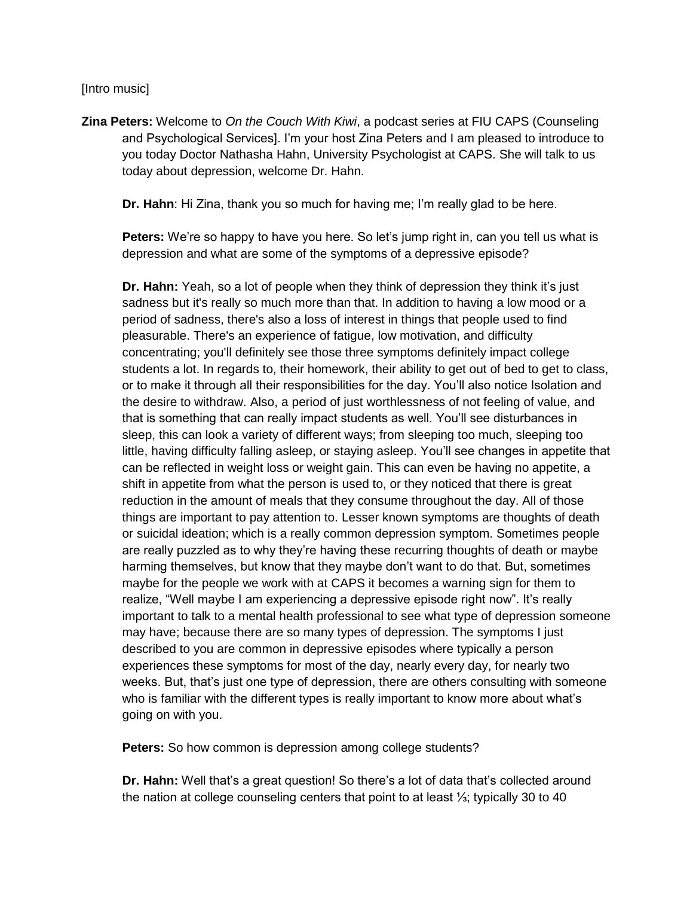[Intro music]

**Zina Peters:** Welcome to *On the Couch With Kiwi*, a podcast series at FIU CAPS (Counseling and Psychological Services]. I'm your host Zina Peters and I am pleased to introduce to you today Doctor Nathasha Hahn, University Psychologist at CAPS. She will talk to us today about depression, welcome Dr. Hahn.

**Dr. Hahn**: Hi Zina, thank you so much for having me; I'm really glad to be here.

**Peters:** We're so happy to have you here. So let's jump right in, can you tell us what is depression and what are some of the symptoms of a depressive episode?

**Dr. Hahn:** Yeah, so a lot of people when they think of depression they think it's just sadness but it's really so much more than that. In addition to having a low mood or a period of sadness, there's also a loss of interest in things that people used to find pleasurable. There's an experience of fatigue, low motivation, and difficulty concentrating; you'll definitely see those three symptoms definitely impact college students a lot. In regards to, their homework, their ability to get out of bed to get to class, or to make it through all their responsibilities for the day. You'll also notice Isolation and the desire to withdraw. Also, a period of just worthlessness of not feeling of value, and that is something that can really impact students as well. You'll see disturbances in sleep, this can look a variety of different ways; from sleeping too much, sleeping too little, having difficulty falling asleep, or staying asleep. You'll see changes in appetite that can be reflected in weight loss or weight gain. This can even be having no appetite, a shift in appetite from what the person is used to, or they noticed that there is great reduction in the amount of meals that they consume throughout the day. All of those things are important to pay attention to. Lesser known symptoms are thoughts of death or suicidal ideation; which is a really common depression symptom. Sometimes people are really puzzled as to why they're having these recurring thoughts of death or maybe harming themselves, but know that they maybe don't want to do that. But, sometimes maybe for the people we work with at CAPS it becomes a warning sign for them to realize, "Well maybe I am experiencing a depressive episode right now". It's really important to talk to a mental health professional to see what type of depression someone may have; because there are so many types of depression. The symptoms I just described to you are common in depressive episodes where typically a person experiences these symptoms for most of the day, nearly every day, for nearly two weeks. But, that's just one type of depression, there are others consulting with someone who is familiar with the different types is really important to know more about what's going on with you.

**Peters:** So how common is depression among college students?

**Dr. Hahn:** Well that's a great question! So there's a lot of data that's collected around the nation at college counseling centers that point to at least ⅓; typically 30 to 40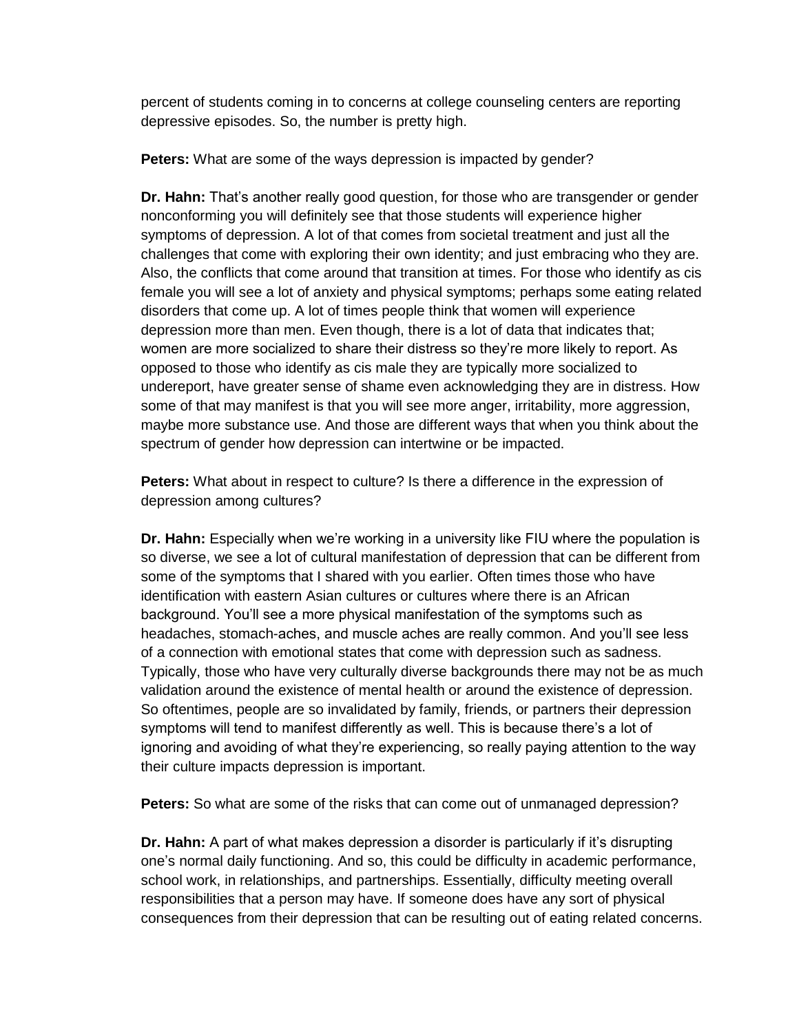percent of students coming in to concerns at college counseling centers are reporting depressive episodes. So, the number is pretty high.

**Peters:** What are some of the ways depression is impacted by gender?

**Dr. Hahn:** That's another really good question, for those who are transgender or gender nonconforming you will definitely see that those students will experience higher symptoms of depression. A lot of that comes from societal treatment and just all the challenges that come with exploring their own identity; and just embracing who they are. Also, the conflicts that come around that transition at times. For those who identify as cis female you will see a lot of anxiety and physical symptoms; perhaps some eating related disorders that come up. A lot of times people think that women will experience depression more than men. Even though, there is a lot of data that indicates that; women are more socialized to share their distress so they're more likely to report. As opposed to those who identify as cis male they are typically more socialized to underereport, have greater sense of shame even acknowledging they are in distress. How some of that may manifest is that you will see more anger, irritability, more aggression, maybe more substance use. And those are different ways that when you think about the spectrum of gender how depression can intertwine or be impacted.

**Peters:** What about in respect to culture? Is there a difference in the expression of depression among cultures?

**Dr. Hahn:** Especially when we're working in a university like FIU where the population is so diverse, we see a lot of cultural manifestation of depression that can be different from some of the symptoms that I shared with you earlier. Often times those who have identification with eastern Asian cultures or cultures where there is an African background. You'll see a more physical manifestation of the symptoms such as headaches, stomach-aches, and muscle aches are really common. And you'll see less of a connection with emotional states that come with depression such as sadness. Typically, those who have very culturally diverse backgrounds there may not be as much validation around the existence of mental health or around the existence of depression. So oftentimes, people are so invalidated by family, friends, or partners their depression symptoms will tend to manifest differently as well. This is because there's a lot of ignoring and avoiding of what they're experiencing, so really paying attention to the way their culture impacts depression is important.

**Peters:** So what are some of the risks that can come out of unmanaged depression?

**Dr. Hahn:** A part of what makes depression a disorder is particularly if it's disrupting one's normal daily functioning. And so, this could be difficulty in academic performance, school work, in relationships, and partnerships. Essentially, difficulty meeting overall responsibilities that a person may have. If someone does have any sort of physical consequences from their depression that can be resulting out of eating related concerns.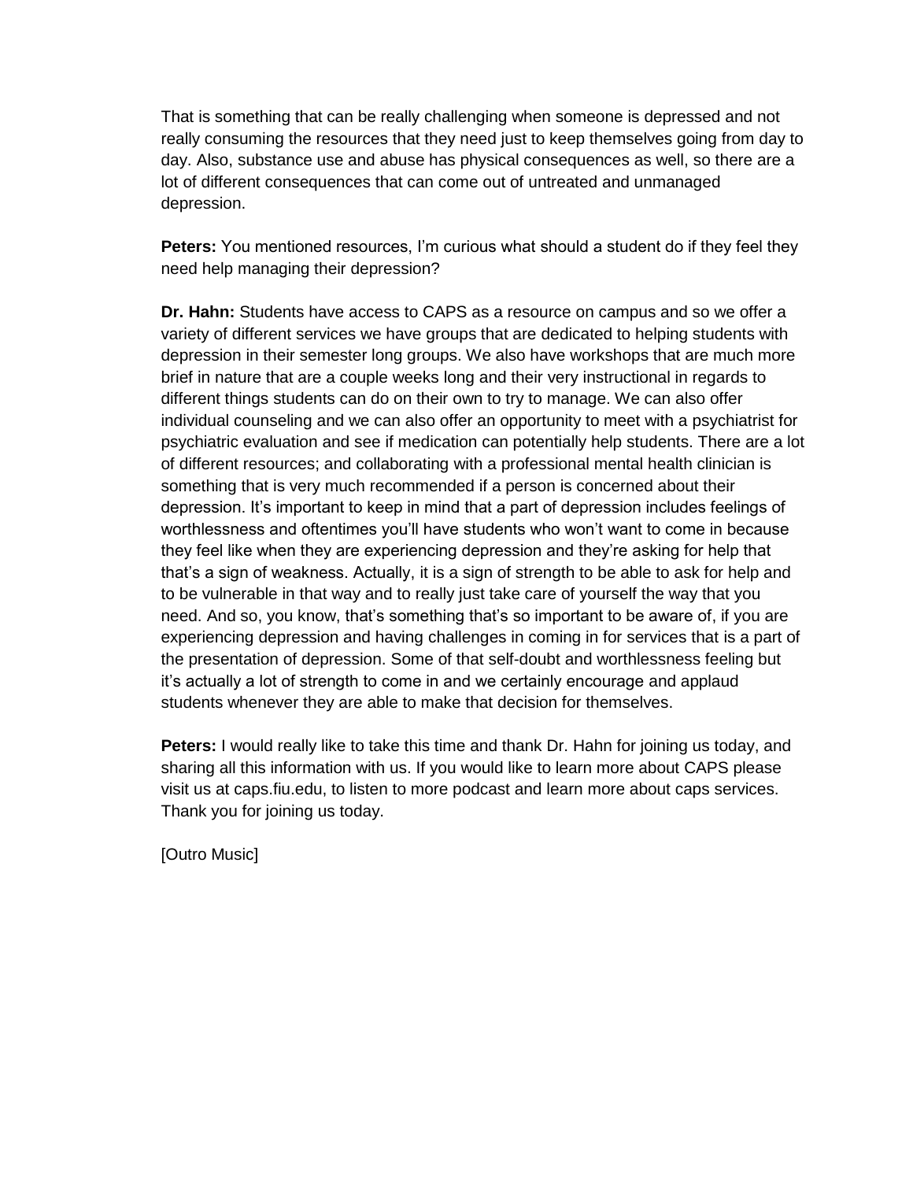That is something that can be really challenging when someone is depressed and not really consuming the resources that they need just to keep themselves going from day to day. Also, substance use and abuse has physical consequences as well, so there are a lot of different consequences that can come out of untreated and unmanaged depression.

**Peters:** You mentioned resources, I'm curious what should a student do if they feel they need help managing their depression?

**Dr. Hahn:** Students have access to CAPS as a resource on campus and so we offer a variety of different services we have groups that are dedicated to helping students with depression in their semester long groups. We also have workshops that are much more brief in nature that are a couple weeks long and their very instructional in regards to different things students can do on their own to try to manage. We can also offer individual counseling and we can also offer an opportunity to meet with a psychiatrist for psychiatric evaluation and see if medication can potentially help students. There are a lot of different resources; and collaborating with a professional mental health clinician is something that is very much recommended if a person is concerned about their depression. It's important to keep in mind that a part of depression includes feelings of worthlessness and oftentimes you'll have students who won't want to come in because they feel like when they are experiencing depression and they're asking for help that that's a sign of weakness. Actually, it is a sign of strength to be able to ask for help and to be vulnerable in that way and to really just take care of yourself the way that you need. And so, you know, that's something that's so important to be aware of, if you are experiencing depression and having challenges in coming in for services that is a part of the presentation of depression. Some of that self-doubt and worthlessness feeling but it's actually a lot of strength to come in and we certainly encourage and applaud students whenever they are able to make that decision for themselves.

**Peters:** I would really like to take this time and thank Dr. Hahn for joining us today, and sharing all this information with us. If you would like to learn more about CAPS please visit us at caps.fiu.edu, to listen to more podcast and learn more about caps services. Thank you for joining us today.

[Outro Music]